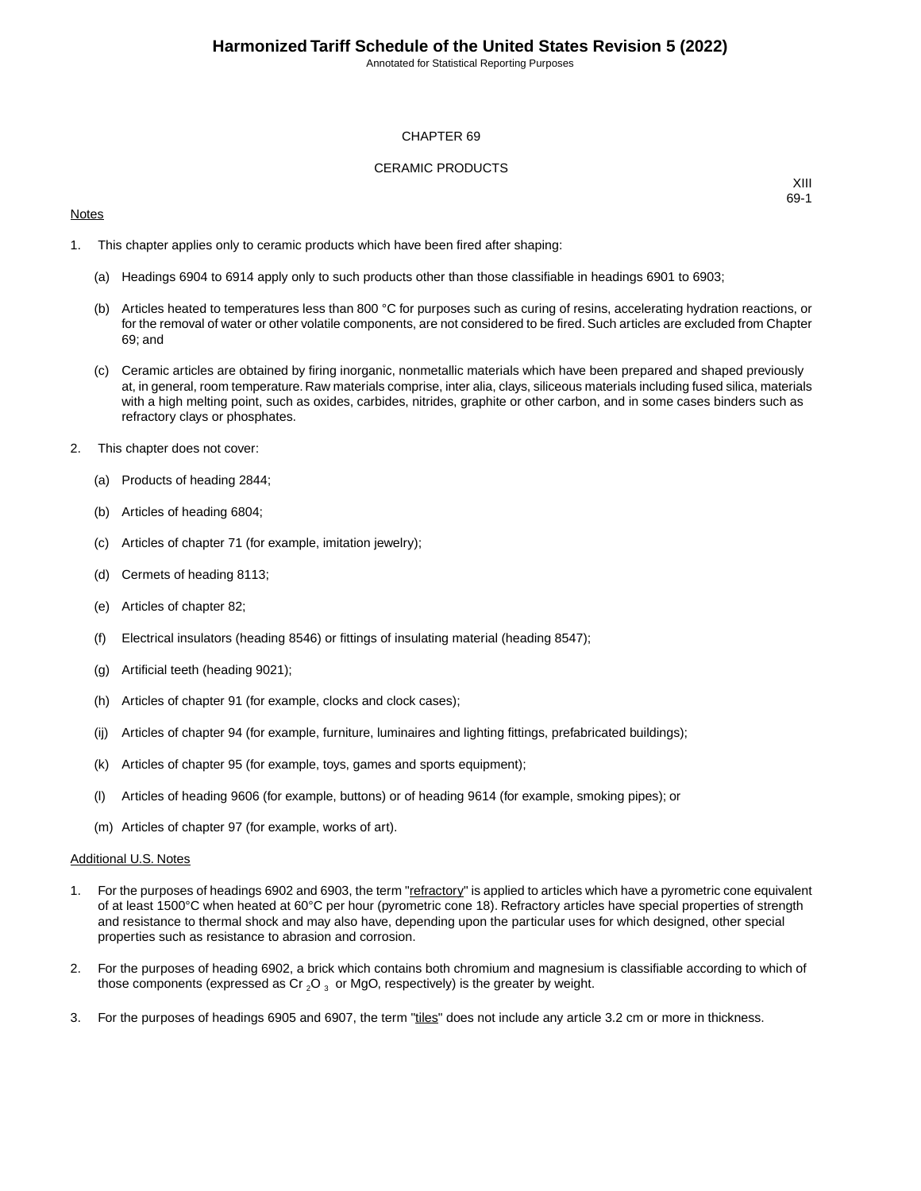# CHAPTER 69

## CERAMIC PRODUCTS

XIII
69-1

Notes

1. This chapter applies only to ceramic products which have been fired after shaping:

   (a) Headings 6904 to 6914 apply only to such products other than those classifiable in headings 6901 to 6903;

   (b) Articles heated to temperatures less than 800 °C for purposes such as curing of resins, accelerating hydration reactions, or for the removal of water or other volatile components, are not considered to be fired. Such articles are excluded from Chapter 69; and

   (c) Ceramic articles are obtained by firing inorganic, nonmetallic materials which have been prepared and shaped previously at, in general, room temperature. Raw materials comprise, inter alia, clays, siliceous materials including fused silica, materials with a high melting point, such as oxides, carbides, nitrides, graphite or other carbon, and in some cases binders such as refractory clays or phosphates.

2. This chapter does not cover:

   (a) Products of heading 2844;

   (b) Articles of heading 6804;

   (c) Articles of chapter 71 (for example, imitation jewelry);

   (d) Cermets of heading 8113;

   (e) Articles of chapter 82;

   (f) Electrical insulators (heading 8546) or fittings of insulating material (heading 8547);

   (g) Artificial teeth (heading 9021);

   (h) Articles of chapter 91 (for example, clocks and clock cases);

   (ij) Articles of chapter 94 (for example, furniture, luminaires and lighting fittings, prefabricated buildings);

   (k) Articles of chapter 95 (for example, toys, games and sports equipment);

   (l) Articles of heading 9606 (for example, buttons) or of heading 9614 (for example, smoking pipes); or

   (m) Articles of chapter 97 (for example, works of art).

Additional U.S. Notes

1. For the purposes of headings 6902 and 6903, the term "refractory" is applied to articles which have a pyrometric cone equivalent of at least 1500°C when heated at 60°C per hour (pyrometric cone 18). Refractory articles have special properties of strength and resistance to thermal shock and may also have, depending upon the particular uses for which designed, other special properties such as resistance to abrasion and corrosion.

2. For the purposes of heading 6902, a brick which contains both chromium and magnesium is classifiable according to which of those components (expressed as $Cr_2O_3$ or MgO, respectively) is the greater by weight.

3. For the purposes of headings 6905 and 6907, the term "tiles" does not include any article 3.2 cm or more in thickness.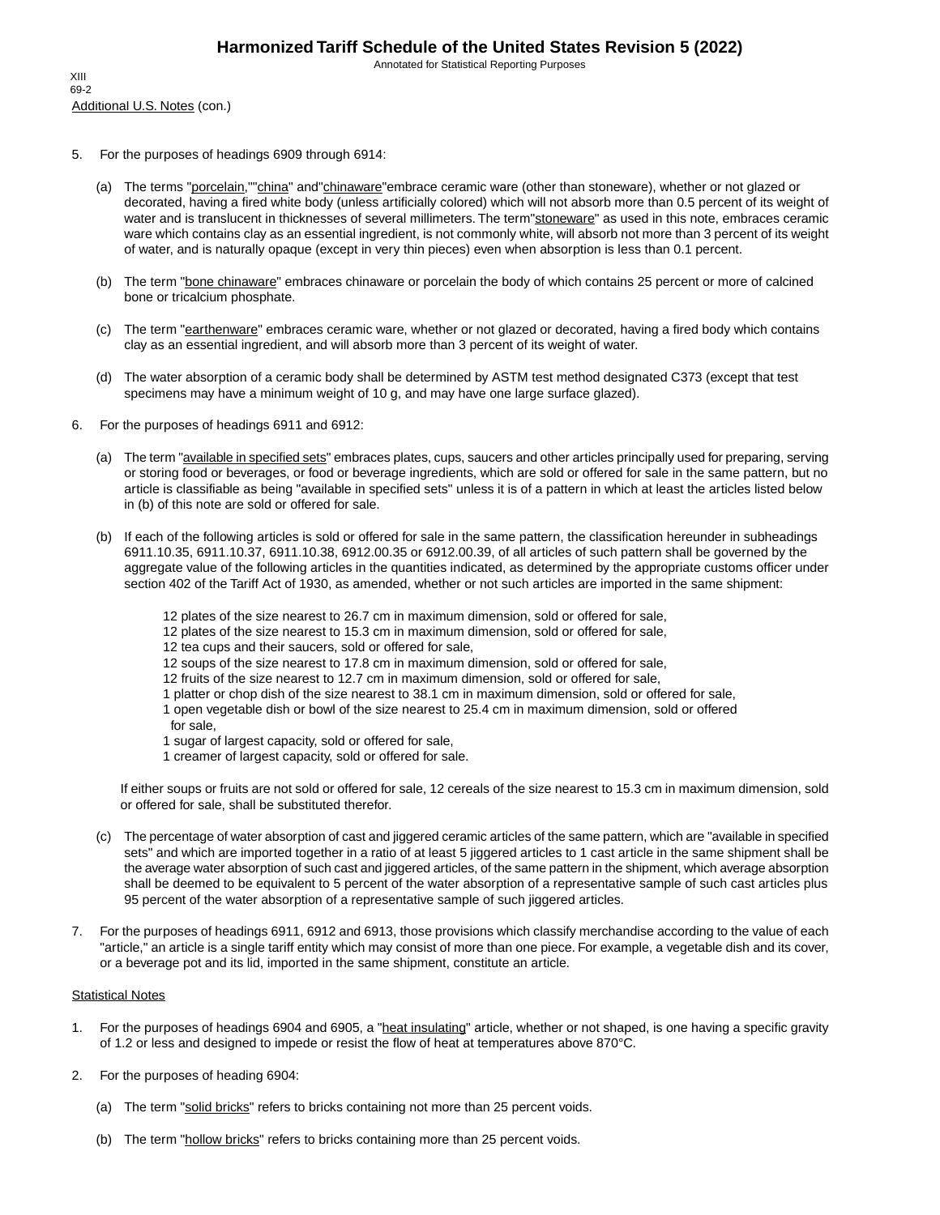Additional U.S. Notes (con.)

5. For the purposes of headings 6909 through 6914:

   (a) The terms "porcelain," "china" and "chinaware" embrace ceramic ware (other than stoneware), whether or not glazed or decorated, having a fired white body (unless artificially colored) which will not absorb more than 0.5 percent of its weight of water and is translucent in thicknesses of several millimeters. The term "stoneware" as used in this note, embraces ceramic ware which contains clay as an essential ingredient, is not commonly white, will absorb not more than 3 percent of its weight of water, and is naturally opaque (except in very thin pieces) even when absorption is less than 0.1 percent.

   (b) The term "bone chinaware" embraces chinaware or porcelain the body of which contains 25 percent or more of calcined bone or tricalcium phosphate.

   (c) The term "earthenware" embraces ceramic ware, whether or not glazed or decorated, having a fired body which contains clay as an essential ingredient, and will absorb more than 3 percent of its weight of water.

   (d) The water absorption of a ceramic body shall be determined by ASTM test method designated C373 (except that test specimens may have a minimum weight of 10 g, and may have one large surface glazed).

6. For the purposes of headings 6911 and 6912:

   (a) The term "available in specified sets" embraces plates, cups, saucers and other articles principally used for preparing, serving or storing food or beverages, or food or beverage ingredients, which are sold or offered for sale in the same pattern, but no article is classifiable as being "available in specified sets" unless it is of a pattern in which at least the articles listed below in (b) of this note are sold or offered for sale.

   (b) If each of the following articles is sold or offered for sale in the same pattern, the classification hereunder in subheadings 6911.10.35, 6911.10.37, 6911.10.38, 6912.00.35 or 6912.00.39, of all articles of such pattern shall be governed by the aggregate value of the following articles in the quantities indicated, as determined by the appropriate customs officer under section 402 of the Tariff Act of 1930, as amended, whether or not such articles are imported in the same shipment:

      12 plates of the size nearest to 26.7 cm in maximum dimension, sold or offered for sale,
      12 plates of the size nearest to 15.3 cm in maximum dimension, sold or offered for sale,
      12 tea cups and their saucers, sold or offered for sale,
      12 soups of the size nearest to 17.8 cm in maximum dimension, sold or offered for sale,
      12 fruits of the size nearest to 12.7 cm in maximum dimension, sold or offered for sale,
      1 platter or chop dish of the size nearest to 38.1 cm in maximum dimension, sold or offered for sale,
      1 open vegetable dish or bowl of the size nearest to 25.4 cm in maximum dimension, sold or offered for sale,
      1 sugar of largest capacity, sold or offered for sale,
      1 creamer of largest capacity, sold or offered for sale.

   If either soups or fruits are not sold or offered for sale, 12 cereals of the size nearest to 15.3 cm in maximum dimension, sold or offered for sale, shall be substituted therefor.

   (c) The percentage of water absorption of cast and jiggered ceramic articles of the same pattern, which are "available in specified sets" and which are imported together in a ratio of at least 5 jiggered articles to 1 cast article in the same shipment shall be the average water absorption of such cast and jiggered articles, of the same pattern in the shipment, which average absorption shall be deemed to be equivalent to 5 percent of the water absorption of a representative sample of such cast articles plus 95 percent of the water absorption of a representative sample of such jiggered articles.

7. For the purposes of headings 6911, 6912 and 6913, those provisions which classify merchandise according to the value of each "article," an article is a single tariff entity which may consist of more than one piece. For example, a vegetable dish and its cover, or a beverage pot and its lid, imported in the same shipment, constitute an article.

Statistical Notes

1. For the purposes of headings 6904 and 6905, a "heat insulating" article, whether or not shaped, is one having a specific gravity of 1.2 or less and designed to impede or resist the flow of heat at temperatures above 870°C.

2. For the purposes of heading 6904:

   (a) The term "solid bricks" refers to bricks containing not more than 25 percent voids.

   (b) The term "hollow bricks" refers to bricks containing more than 25 percent voids.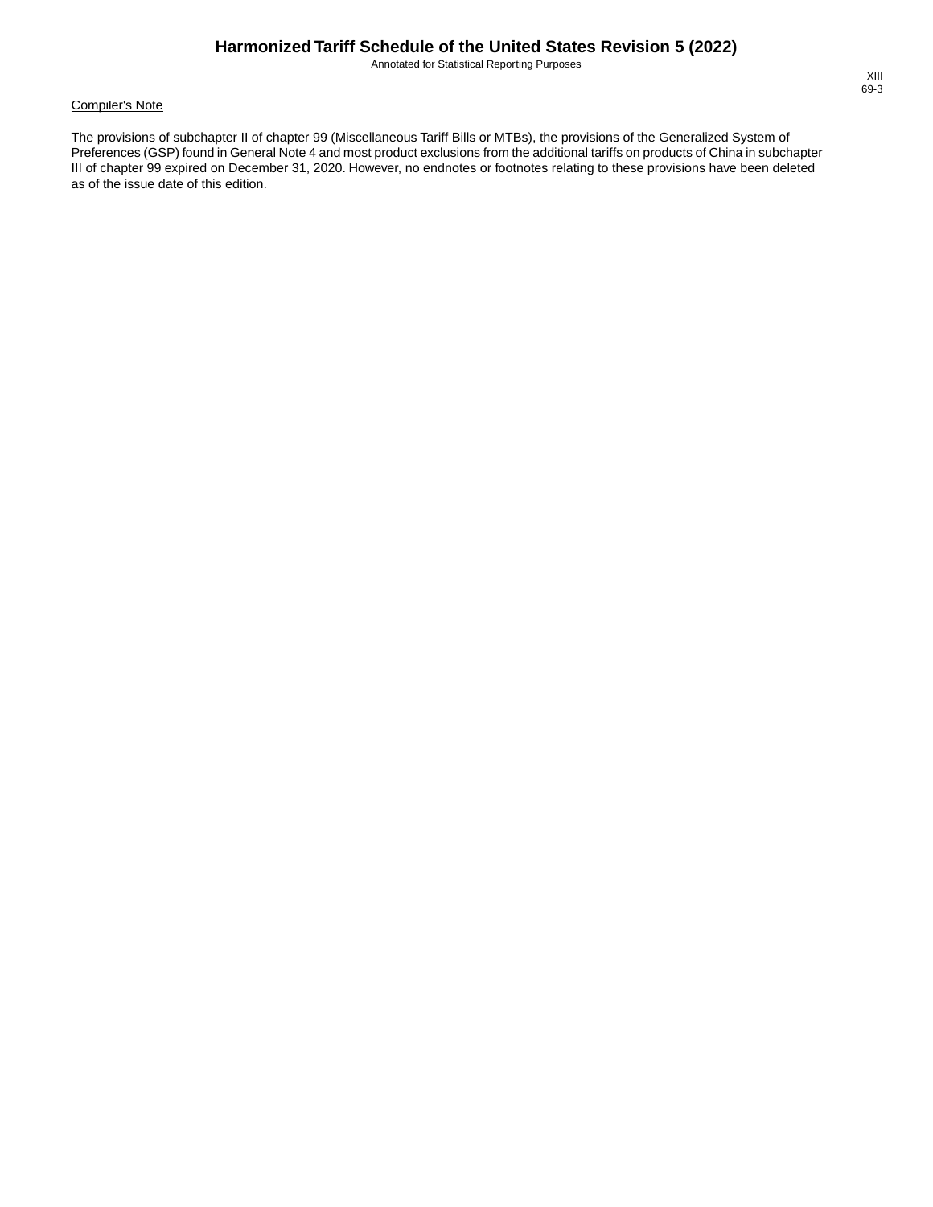Compiler's Note

The provisions of subchapter II of chapter 99 (Miscellaneous Tariff Bills or MTBs), the provisions of the Generalized System of Preferences (GSP) found in General Note 4 and most product exclusions from the additional tariffs on products of China in subchapter III of chapter 99 expired on December 31, 2020. However, no endnotes or footnotes relating to these provisions have been deleted as of the issue date of this edition.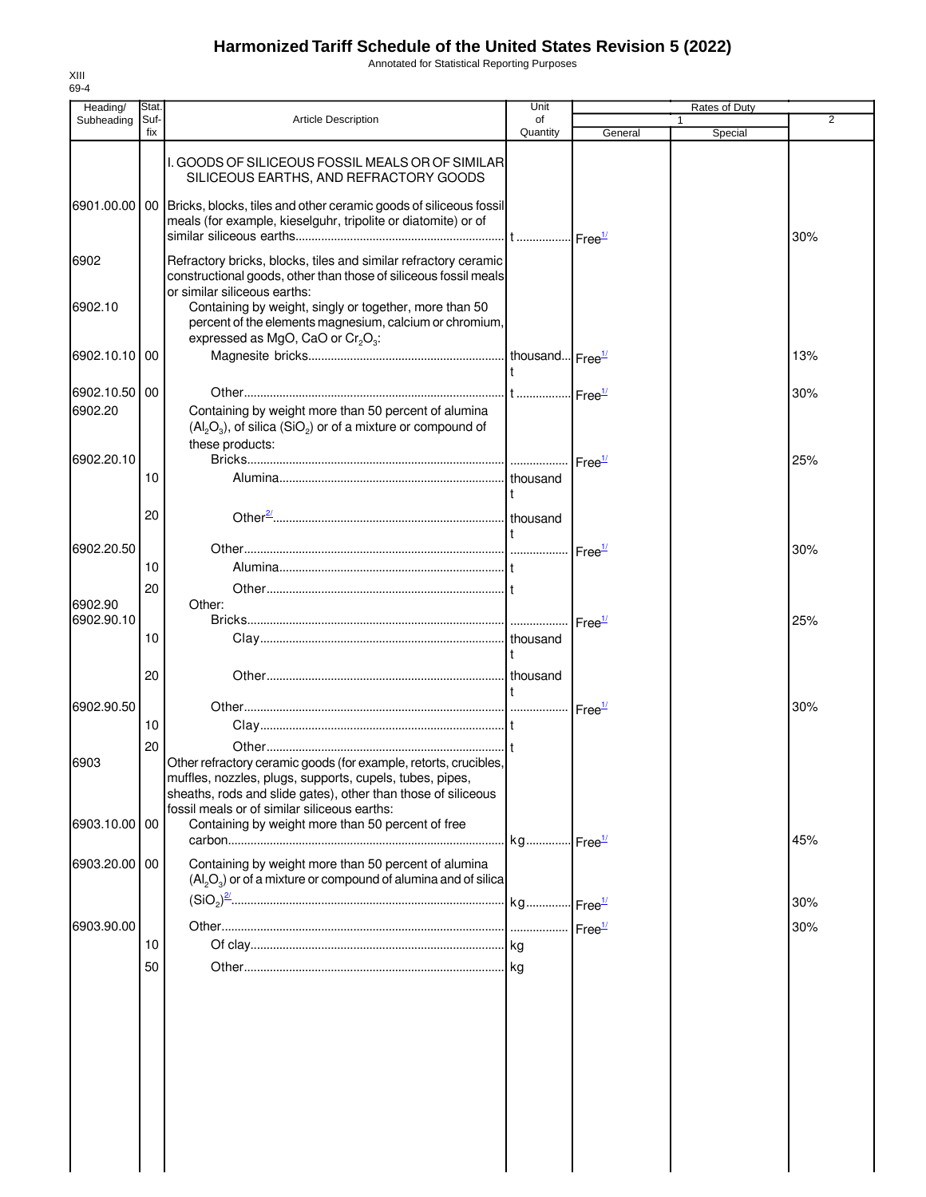# Harmonized Tariff Schedule of the United States Revision 5 (2022)

Annotated for Statistical Reporting Purposes

XIII
69-4

| Heading/ Subheading | Stat. Suf-fix | Article Description | Unit of Quantity | Rates of Duty | | |
|---|---|---|---|---|---|---|
| | | | | 1 | | 2 |
| | | | | General | Special | |
| | | I. GOODS OF SILICEOUS FOSSIL MEALS OR OF SIMILAR SILICEOUS EARTHS, AND REFRACTORY GOODS | | | | |
| 6901.00.00 | 00 | Bricks, blocks, tiles and other ceramic goods of siliceous fossil meals (for example, kieselguhr, tripolite or diatomite) or of similar siliceous earths | t | Free[1/] | | 30% |
| 6902 | | Refractory bricks, blocks, tiles and similar refractory ceramic constructional goods, other than those of siliceous fossil meals or similar siliceous earths: | | | | |
| 6902.10 | | Containing by weight, singly or together, more than 50 percent of the elements magnesium, calcium or chromium, expressed as MgO, CaO or $Cr_2O_3$: | | | | |
| 6902.10.10 | 00 | Magnesite bricks | thousand t | Free[1/] | | 13% |
| 6902.10.50 | 00 | Other | t | Free[1/] | | 30% |
| 6902.20 | | Containing by weight more than 50 percent of alumina ($Al_2O_3$), of silica ($SiO_2$) or of a mixture or compound of these products: | | | | |
| 6902.20.10 | | Bricks | | Free[1/] | | 25% |
| | 10 | Alumina | thousand t | | | |
| | 20 | Other[2/] | thousand t | | | |
| 6902.20.50 | | Other | | Free[1/] | | 30% |
| | 10 | Alumina | t | | | |
| | 20 | Other | t | | | |
| 6902.90 | | Other: | | | | |
| 6902.90.10 | | Bricks | | Free[1/] | | 25% |
| | 10 | Clay | thousand t | | | |
| | 20 | Other | thousand t | | | |
| 6902.90.50 | | Other | | Free[1/] | | 30% |
| | 10 | Clay | t | | | |
| | 20 | Other | t | | | |
| 6903 | | Other refractory ceramic goods (for example, retorts, crucibles, muffles, nozzles, plugs, supports, cupels, tubes, pipes, sheaths, rods and slide gates), other than those of siliceous fossil meals or of similar siliceous earths: | | | | |
| 6903.10.00 | 00 | Containing by weight more than 50 percent of free carbon | kg | Free[1/] | | 45% |
| 6903.20.00 | 00 | Containing by weight more than 50 percent of alumina ($Al_2O_3$) or of a mixture or compound of alumina and of silica ($SiO_2$)[2/] | kg | Free[1/] | | 30% |
| 6903.90.00 | | Other | | Free[1/] | | 30% |
| | 10 | Of clay | kg | | | |
| | 50 | Other | kg | | | |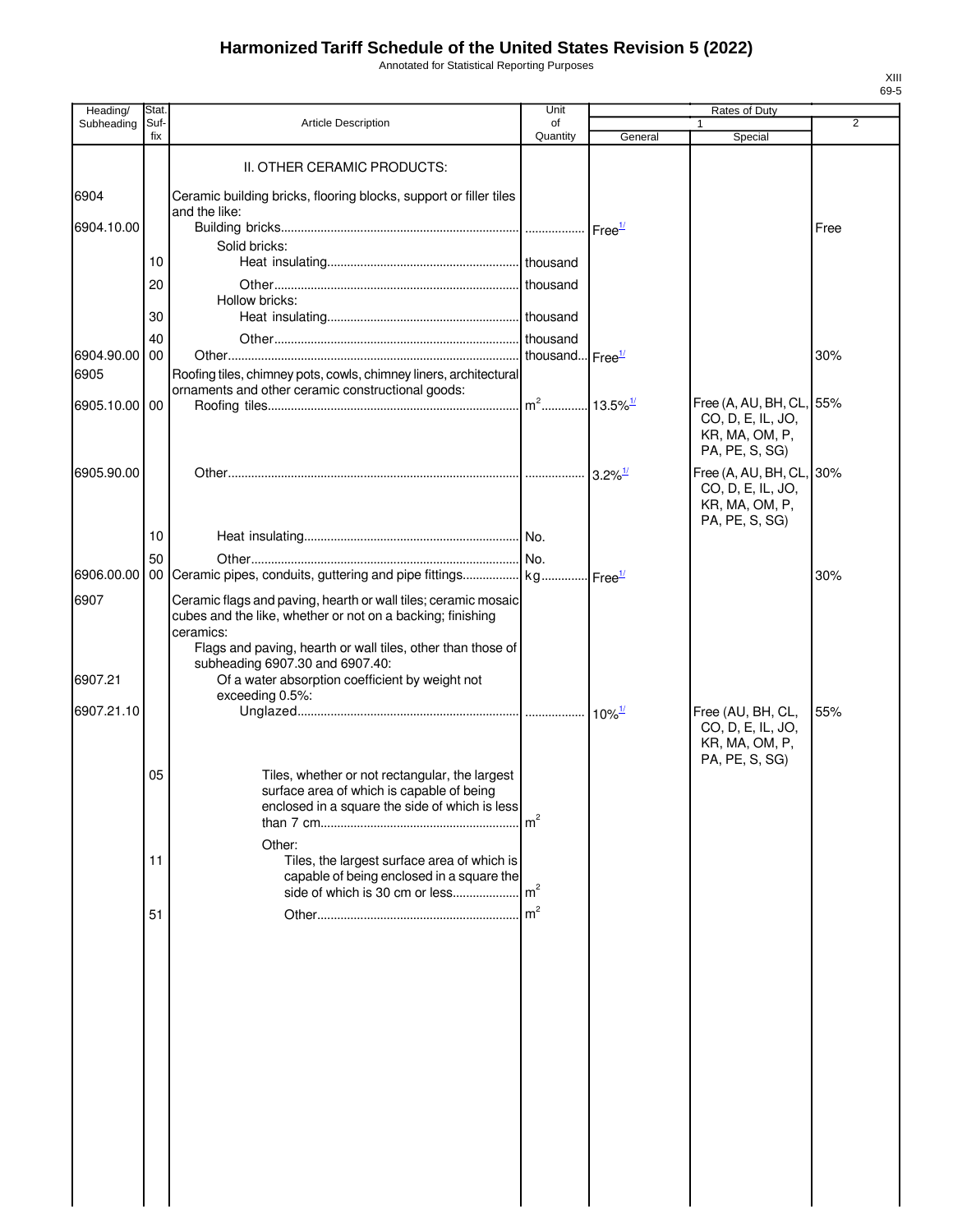# Harmonized Tariff Schedule of the United States Revision 5 (2022)

Annotated for Statistical Reporting Purposes

XIII
69-5

| Heading/ Subheading | Stat. Suf- fix | Article Description | Unit of Quantity | Rates of Duty 1 General | Special | 2 |
|---|---|---|---|---|---|---|
| | | II. OTHER CERAMIC PRODUCTS: | | | | |
| 6904 | | Ceramic building bricks, flooring blocks, support or filler tiles and the like: | | | | |
| 6904.10.00 | | Building bricks | | Free[1/] | | Free |
| | | Solid bricks: | | | | |
| | 10 | Heat insulating | thousand | | | |
| | 20 | Other | thousand | | | |
| | | Hollow bricks: | | | | |
| | 30 | Heat insulating | thousand | | | |
| | 40 | Other | thousand | | | |
| 6904.90.00 | 00 | Other | thousand | Free[1/] | | 30% |
| 6905 | | Roofing tiles, chimney pots, cowls, chimney liners, architectural ornaments and other ceramic constructional goods: | | | | |
| 6905.10.00 | 00 | Roofing tiles | $m^2$ | 13.5%[1/] | Free (A, AU, BH, CL, CO, D, E, IL, JO, KR, MA, OM, P, PA, PE, S, SG) | 55% |
| 6905.90.00 | | Other | | 3.2%[1/] | Free (A, AU, BH, CL, CO, D, E, IL, JO, KR, MA, OM, P, PA, PE, S, SG) | 30% |
| | 10 | Heat insulating | No. | | | |
| | 50 | Other | No. | | | |
| 6906.00.00 | 00 | Ceramic pipes, conduits, guttering and pipe fittings | kg | Free[1/] | | 30% |
| 6907 | | Ceramic flags and paving, hearth or wall tiles; ceramic mosaic cubes and the like, whether or not on a backing; finishing ceramics: | | | | |
| | | Flags and paving, hearth or wall tiles, other than those of subheading 6907.30 and 6907.40: | | | | |
| 6907.21 | | Of a water absorption coefficient by weight not exceeding 0.5%: | | | | |
| 6907.21.10 | | Unglazed | | 10%[1/] | Free (AU, BH, CL, CO, D, E, IL, JO, KR, MA, OM, P, PA, PE, S, SG) | 55% |
| | 05 | Tiles, whether or not rectangular, the largest surface area of which is capable of being enclosed in a square the side of which is less than 7 cm | $m^2$ | | | |
| | | Other: | | | | |
| | 11 | Tiles, the largest surface area of which is capable of being enclosed in a square the side of which is 30 cm or less | $m^2$ | | | |
| | 51 | Other | $m^2$ | | | |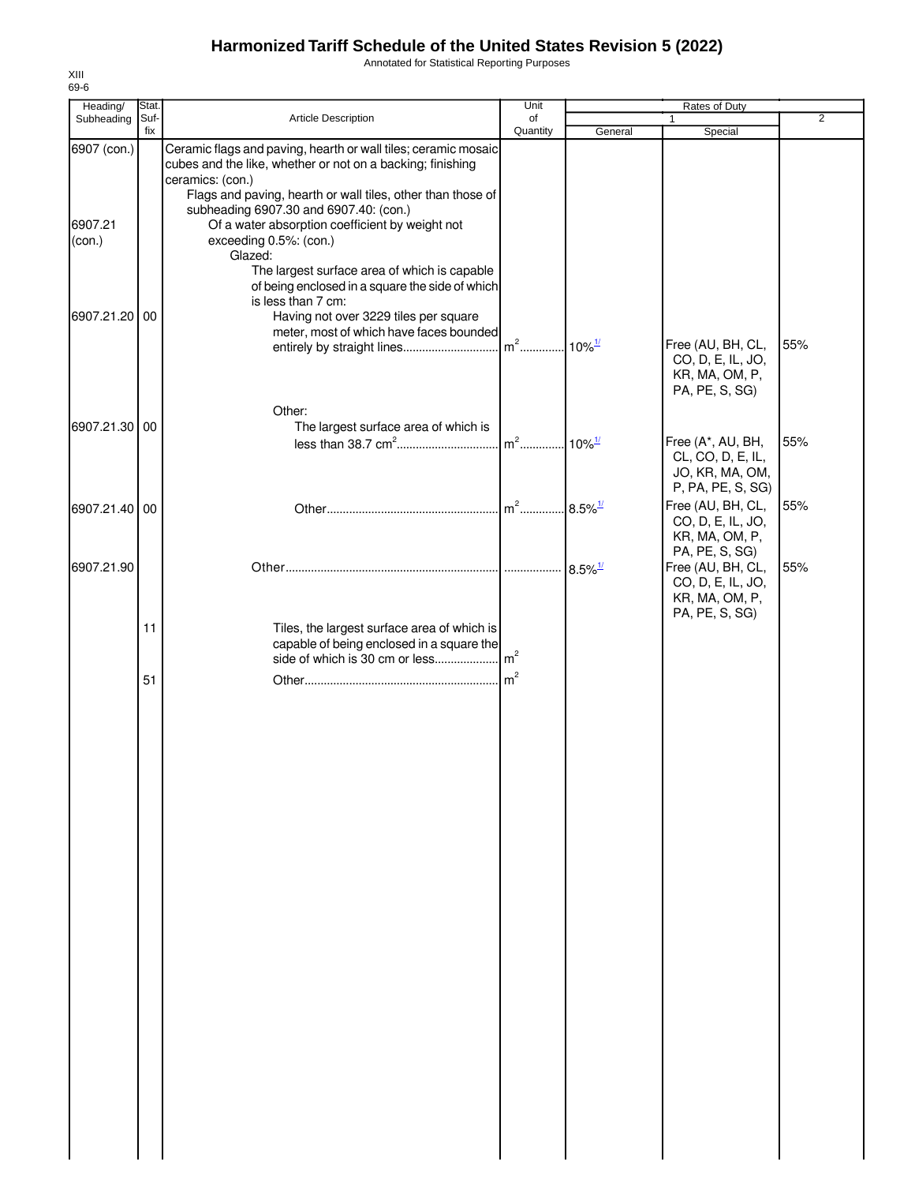# Harmonized Tariff Schedule of the United States Revision 5 (2022)

Annotated for Statistical Reporting Purposes

XIII
69-6

| Heading/ Subheading | Stat. Suf- fix | Article Description | Unit of Quantity | Rates of Duty 1 General | Special | 2 |
|---|---|---|---|---|---|---|
| 6907 (con.) | | Ceramic flags and paving, hearth or wall tiles; ceramic mosaic cubes and the like, whether or not on a backing; finishing ceramics: (con.) | | | | |
| | | Flags and paving, hearth or wall tiles, other than those of subheading 6907.30 and 6907.40: (con.) | | | | |
| 6907.21 (con.) | | Of a water absorption coefficient by weight not exceeding 0.5%: (con.) | | | | |
| | | Glazed: | | | | |
| | | The largest surface area of which is capable of being enclosed in a square the side of which is less than 7 cm: | | | | |
| 6907.21.20 | 00 | Having not over 3229 tiles per square meter, most of which have faces bounded entirely by straight lines | $m^2$ | 10%[1/] | Free (AU, BH, CL, CO, D, E, IL, JO, KR, MA, OM, P, PA, PE, S, SG) | 55% |
| | | Other: | | | | |
| 6907.21.30 | 00 | The largest surface area of which is less than 38.7 $cm^2$ | $m^2$ | 10%[1/] | Free (A*, AU, BH, CL, CO, D, E, IL, JO, KR, MA, OM, P, PA, PE, S, SG) | 55% |
| 6907.21.40 | 00 | Other | $m^2$ | 8.5%[1/] | Free (AU, BH, CL, CO, D, E, IL, JO, KR, MA, OM, P, PA, PE, S, SG) | 55% |
| 6907.21.90 | | Other | | 8.5%[1/] | Free (AU, BH, CL, CO, D, E, IL, JO, KR, MA, OM, P, PA, PE, S, SG) | 55% |
| | 11 | Tiles, the largest surface area of which is capable of being enclosed in a square the side of which is 30 cm or less | $m^2$ | | | |
| | 51 | Other | $m^2$ | | | |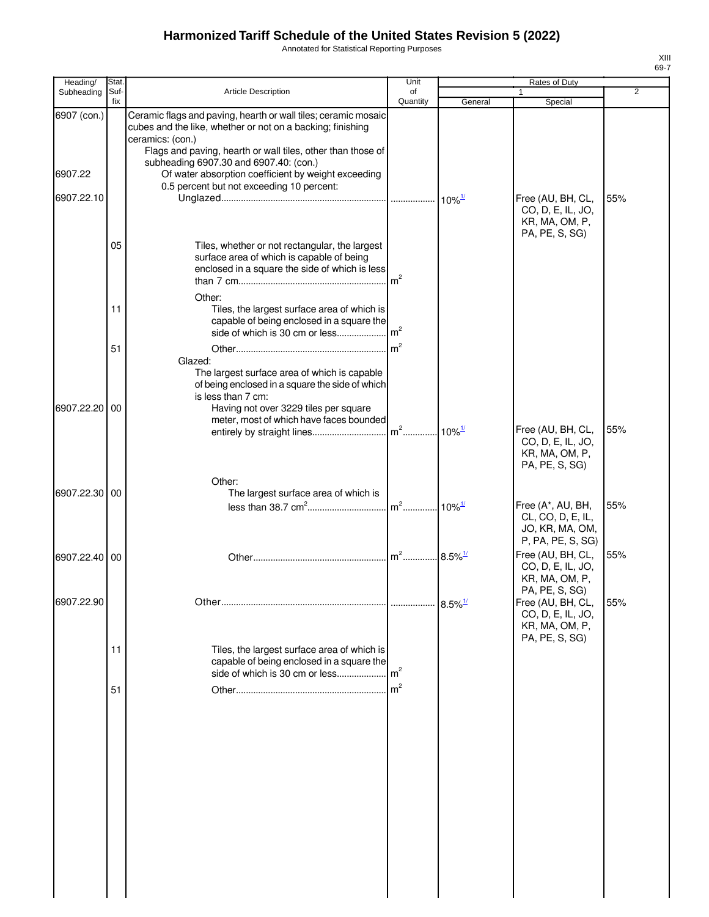# Harmonized Tariff Schedule of the United States Revision 5 (2022)

Annotated for Statistical Reporting Purposes

| Heading/ Subheading | Stat. Suf-fix | Article Description | Unit of Quantity | Rates of Duty 1 General | Rates of Duty 1 Special | Rates of Duty 2 |
|---|---|---|---|---|---|---|
| 6907 (con.) | | Ceramic flags and paving, hearth or wall tiles; ceramic mosaic cubes and the like, whether or not on a backing; finishing ceramics: (con.) | | | | |
| | | Flags and paving, hearth or wall tiles, other than those of subheading 6907.30 and 6907.40: (con.) | | | | |
| 6907.22 | | Of water absorption coefficient by weight exceeding 0.5 percent but not exceeding 10 percent: | | | | |
| 6907.22.10 | | Unglazed | | 10%[1/] | Free (AU, BH, CL, CO, D, E, IL, JO, KR, MA, OM, P, PA, PE, S, SG) | 55% |
| | 05 | Tiles, whether or not rectangular, the largest surface area of which is capable of being enclosed in a square the side of which is less than 7 cm | $m^2$ | | | |
| | | Other: | | | | |
| | 11 | Tiles, the largest surface area of which is capable of being enclosed in a square the side of which is 30 cm or less | $m^2$ | | | |
| | 51 | Other | $m^2$ | | | |
| | | Glazed: | | | | |
| | | The largest surface area of which is capable of being enclosed in a square the side of which is less than 7 cm: | | | | |
| 6907.22.20 | 00 | Having not over 3229 tiles per square meter, most of which have faces bounded entirely by straight lines | $m^2$ | 10%[1/] | Free (AU, BH, CL, CO, D, E, IL, JO, KR, MA, OM, P, PA, PE, S, SG) | 55% |
| | | Other: | | | | |
| 6907.22.30 | 00 | The largest surface area of which is less than 38.7 $cm^2$ | $m^2$ | 10%[1/] | Free (A*, AU, BH, CL, CO, D, E, IL, JO, KR, MA, OM, P, PA, PE, S, SG) | 55% |
| 6907.22.40 | 00 | Other | $m^2$ | 8.5%[1/] | Free (AU, BH, CL, CO, D, E, IL, JO, KR, MA, OM, P, PA, PE, S, SG) | 55% |
| 6907.22.90 | | Other | | 8.5%[1/] | Free (AU, BH, CL, CO, D, E, IL, JO, KR, MA, OM, P, PA, PE, S, SG) | 55% |
| | 11 | Tiles, the largest surface area of which is capable of being enclosed in a square the side of which is 30 cm or less | $m^2$ | | | |
| | 51 | Other | $m^2$ | | | |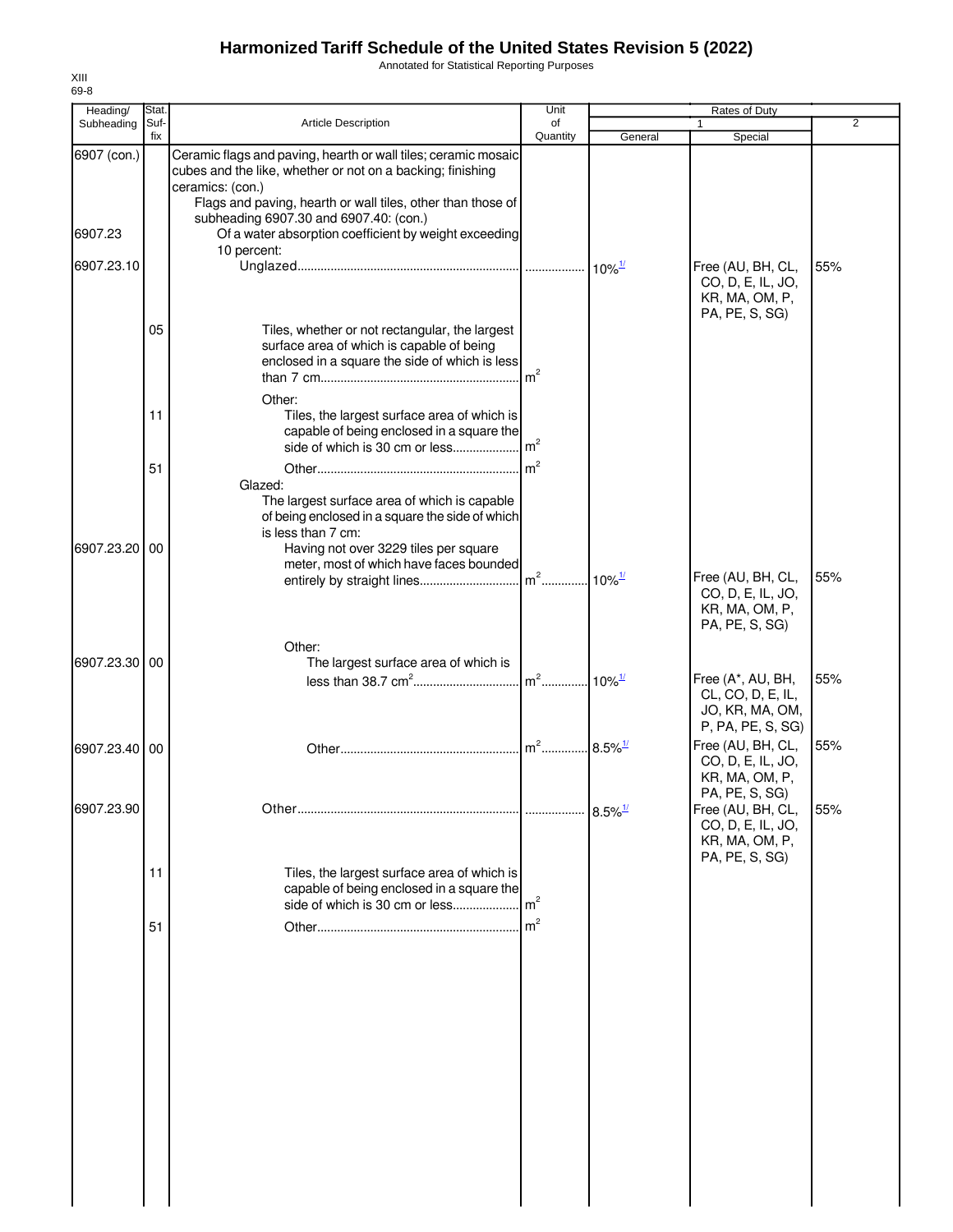# Harmonized Tariff Schedule of the United States Revision 5 (2022)

Annotated for Statistical Reporting Purposes

XIII
69-8

| Heading/ Subheading | Stat. Suf- fix | Article Description | Unit of Quantity | Rates of Duty 1 General | Rates of Duty 1 Special | Rates of Duty 2 |
|---|---|---|---|---|---|---|
| 6907 (con.) | | Ceramic flags and paving, hearth or wall tiles; ceramic mosaic cubes and the like, whether or not on a backing; finishing ceramics: (con.) | | | | |
| | | Flags and paving, hearth or wall tiles, other than those of subheading 6907.30 and 6907.40: (con.) | | | | |
| 6907.23 | | Of a water absorption coefficient by weight exceeding 10 percent: | | | | |
| 6907.23.10 | | Unglazed | | 10%[1/] | Free (AU, BH, CL, CO, D, E, IL, JO, KR, MA, OM, P, PA, PE, S, SG) | 55% |
| | 05 | Tiles, whether or not rectangular, the largest surface area of which is capable of being enclosed in a square the side of which is less than 7 cm | $m^2$ | | | |
| | | Other: | | | | |
| | 11 | Tiles, the largest surface area of which is capable of being enclosed in a square the side of which is 30 cm or less | $m^2$ | | | |
| | 51 | Other | $m^2$ | | | |
| | | Glazed: | | | | |
| | | The largest surface area of which is capable of being enclosed in a square the side of which is less than 7 cm: | | | | |
| 6907.23.20 | 00 | Having not over 3229 tiles per square meter, most of which have faces bounded entirely by straight lines | $m^2$ | 10%[1/] | Free (AU, BH, CL, CO, D, E, IL, JO, KR, MA, OM, P, PA, PE, S, SG) | 55% |
| | | Other: | | | | |
| 6907.23.30 | 00 | The largest surface area of which is less than 38.7 $cm^2$ | $m^2$ | 10%[1/] | Free (A*, AU, BH, CL, CO, D, E, IL, JO, KR, MA, OM, P, PA, PE, S, SG) | 55% |
| 6907.23.40 | 00 | Other | $m^2$ | 8.5%[1/] | Free (AU, BH, CL, CO, D, E, IL, JO, KR, MA, OM, P, PA, PE, S, SG) | 55% |
| 6907.23.90 | | Other | | 8.5%[1/] | Free (AU, BH, CL, CO, D, E, IL, JO, KR, MA, OM, P, PA, PE, S, SG) | 55% |
| | 11 | Tiles, the largest surface area of which is capable of being enclosed in a square the side of which is 30 cm or less | $m^2$ | | | |
| | 51 | Other | $m^2$ | | | |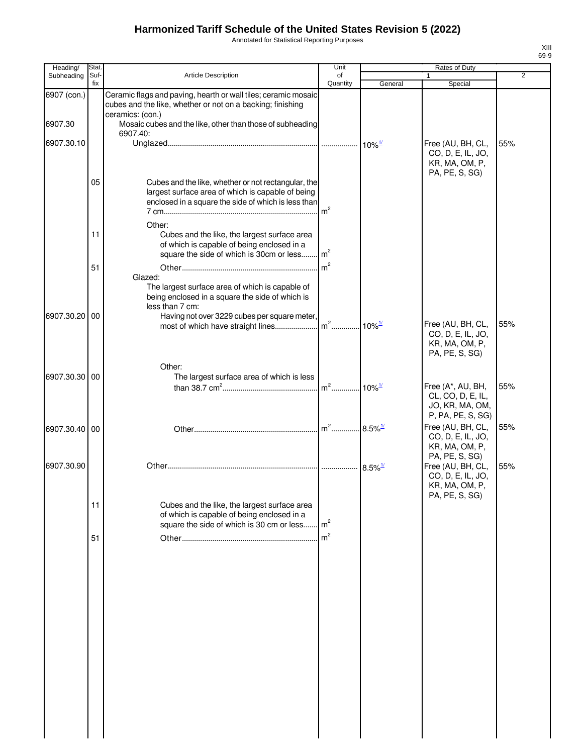# Harmonized Tariff Schedule of the United States Revision 5 (2022)

Annotated for Statistical Reporting Purposes

XIII
69-9

| Heading/ Subheading | Stat. Suf-fix | Article Description | Unit of Quantity | Rates of Duty 1 General | Rates of Duty 1 Special | Rates of Duty 2 |
|---|---|---|---|---|---|---|
| 6907 (con.) | | Ceramic flags and paving, hearth or wall tiles; ceramic mosaic cubes and the like, whether or not on a backing; finishing ceramics: (con.) | | | | |
| 6907.30 | | Mosaic cubes and the like, other than those of subheading 6907.40: | | | | |
| 6907.30.10 | | Unglazed | | 10%[1/] | Free (AU, BH, CL, CO, D, E, IL, JO, KR, MA, OM, P, PA, PE, S, SG) | 55% |
| | 05 | Cubes and the like, whether or not rectangular, the largest surface area of which is capable of being enclosed in a square the side of which is less than 7 cm | $m^2$ | | | |
| | | Other: | | | | |
| | 11 | Cubes and the like, the largest surface area of which is capable of being enclosed in a square the side of which is 30cm or less | $m^2$ | | | |
| | 51 | Other | $m^2$ | | | |
| | | Glazed: | | | | |
| | | The largest surface area of which is capable of being enclosed in a square the side of which is less than 7 cm: | | | | |
| 6907.30.20 | 00 | Having not over 3229 cubes per square meter, most of which have straight lines | $m^2$ | 10%[1/] | Free (AU, BH, CL, CO, D, E, IL, JO, KR, MA, OM, P, PA, PE, S, SG) | 55% |
| | | Other: | | | | |
| 6907.30.30 | 00 | The largest surface area of which is less than 38.7 $cm^2$ | $m^2$ | 10%[1/] | Free (A*, AU, BH, CL, CO, D, E, IL, JO, KR, MA, OM, P, PA, PE, S, SG) | 55% |
| 6907.30.40 | 00 | Other | $m^2$ | 8.5%[1/] | Free (AU, BH, CL, CO, D, E, IL, JO, KR, MA, OM, P, PA, PE, S, SG) | 55% |
| 6907.30.90 | | Other | | 8.5%[1/] | Free (AU, BH, CL, CO, D, E, IL, JO, KR, MA, OM, P, PA, PE, S, SG) | 55% |
| | 11 | Cubes and the like, the largest surface area of which is capable of being enclosed in a square the side of which is 30 cm or less | $m^2$ | | | |
| | 51 | Other | $m^2$ | | | |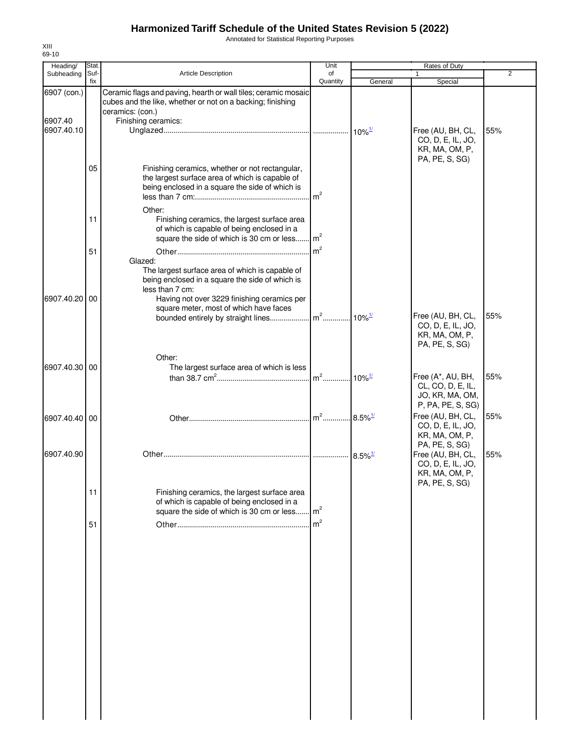# Harmonized Tariff Schedule of the United States Revision 5 (2022)

Annotated for Statistical Reporting Purposes

XIII
69-10

| Heading/ Subheading | Stat. Suf- fix | Article Description | Unit of Quantity | Rates of Duty 1 General | Rates of Duty 1 Special | Rates of Duty 2 |
|---|---|---|---|---|---|---|
| 6907 (con.) | | Ceramic flags and paving, hearth or wall tiles; ceramic mosaic cubes and the like, whether or not on a backing; finishing ceramics: (con.) | | | | |
| 6907.40 | | Finishing ceramics: | | | | |
| 6907.40.10 | | Unglazed | | 10%1/ | Free (AU, BH, CL, CO, D, E, IL, JO, KR, MA, OM, P, PA, PE, S, SG) | 55% |
| | 05 | Finishing ceramics, whether or not rectangular, the largest surface area of which is capable of being enclosed in a square the side of which is less than 7 cm: | $m^2$ | | | |
| | | Other: | | | | |
| | 11 | Finishing ceramics, the largest surface area of which is capable of being enclosed in a square the side of which is 30 cm or less | $m^2$ | | | |
| | 51 | Other | $m^2$ | | | |
| | | Glazed: | | | | |
| | | The largest surface area of which is capable of being enclosed in a square the side of which is less than 7 cm: | | | | |
| 6907.40.20 | 00 | Having not over 3229 finishing ceramics per square meter, most of which have faces bounded entirely by straight lines | $m^2$ | 10%1/ | Free (AU, BH, CL, CO, D, E, IL, JO, KR, MA, OM, P, PA, PE, S, SG) | 55% |
| | | Other: | | | | |
| 6907.40.30 | 00 | The largest surface area of which is less than 38.7 $cm^2$ | $m^2$ | 10%1/ | Free (A*, AU, BH, CL, CO, D, E, IL, JO, KR, MA, OM, P, PA, PE, S, SG) | 55% |
| 6907.40.40 | 00 | Other | $m^2$ | 8.5%1/ | Free (AU, BH, CL, CO, D, E, IL, JO, KR, MA, OM, P, PA, PE, S, SG) | 55% |
| 6907.40.90 | | Other | | 8.5%1/ | Free (AU, BH, CL, CO, D, E, IL, JO, KR, MA, OM, P, PA, PE, S, SG) | 55% |
| | 11 | Finishing ceramics, the largest surface area of which is capable of being enclosed in a square the side of which is 30 cm or less | $m^2$ | | | |
| | 51 | Other | $m^2$ | | | |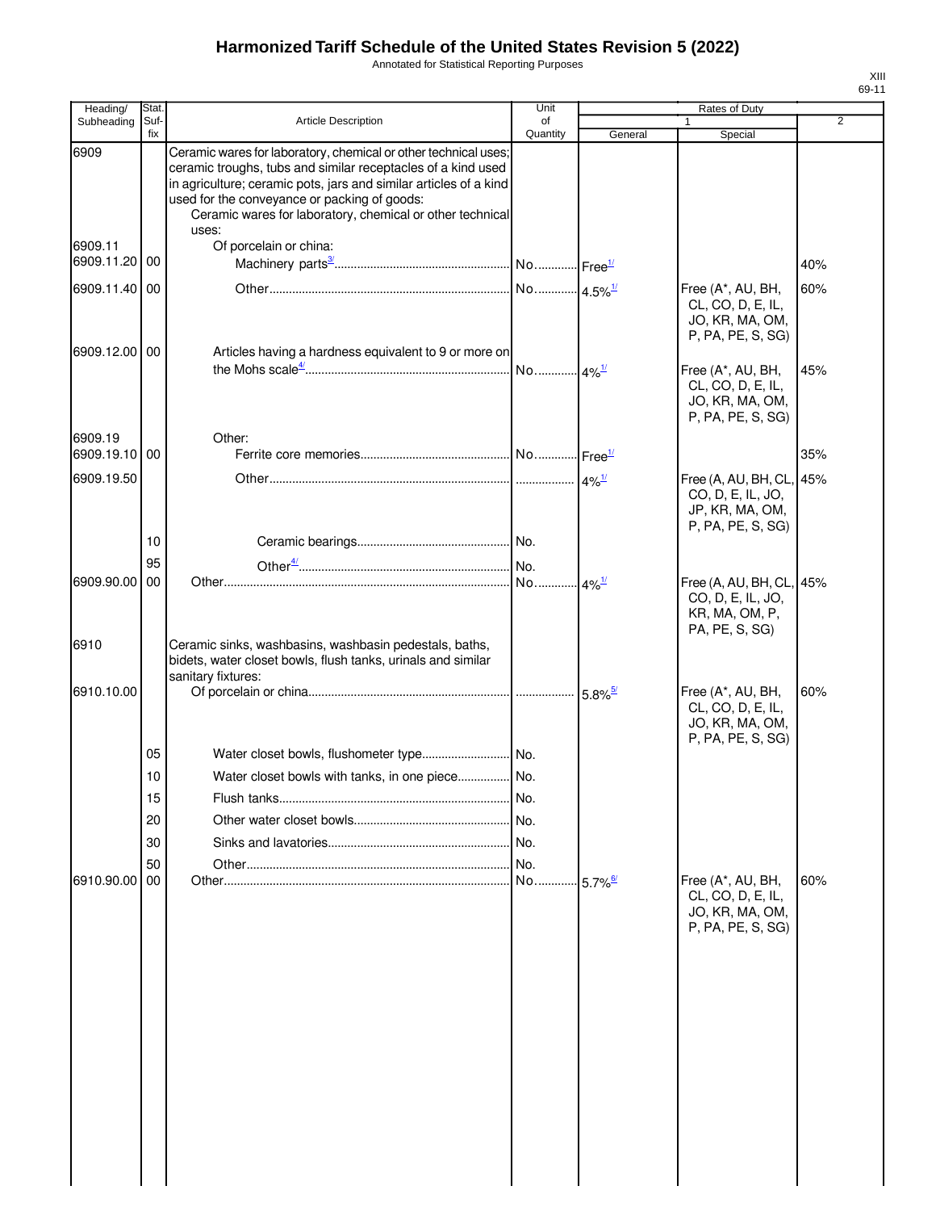# Harmonized Tariff Schedule of the United States Revision 5 (2022)

Annotated for Statistical Reporting Purposes

XIII
69-11

| Heading/ Subheading | Stat. Suf- fix | Article Description | Unit of Quantity | Rates of Duty 1 General | Special | 2 |
|---|---|---|---|---|---|---|
| 6909 | | Ceramic wares for laboratory, chemical or other technical uses; ceramic troughs, tubs and similar receptacles of a kind used in agriculture; ceramic pots, jars and similar articles of a kind used for the conveyance or packing of goods: | | | | |
| | | Ceramic wares for laboratory, chemical or other technical uses: | | | | |
| 6909.11 | | Of porcelain or china: | | | | |
| 6909.11.20 | 00 | Machinery parts[3/] | No. | Free[1/] | | 40% |
| 6909.11.40 | 00 | Other | No. | 4.5%[1/] | Free (A*, AU, BH, CL, CO, D, E, IL, JO, KR, MA, OM, P, PA, PE, S, SG) | 60% |
| 6909.12.00 | 00 | Articles having a hardness equivalent to 9 or more on the Mohs scale[4/] | No. | 4%[1/] | Free (A*, AU, BH, CL, CO, D, E, IL, JO, KR, MA, OM, P, PA, PE, S, SG) | 45% |
| 6909.19 | | Other: | | | | |
| 6909.19.10 | 00 | Ferrite core memories | No. | Free[1/] | | 35% |
| 6909.19.50 | | Other | | 4%[1/] | Free (A, AU, BH, CL, CO, D, E, IL, JO, JP, KR, MA, OM, P, PA, PE, S, SG) | 45% |
| | 10 | Ceramic bearings | No. | | | |
| | 95 | Other[4/] | No. | | | |
| 6909.90.00 | 00 | Other | No. | 4%[1/] | Free (A, AU, BH, CL, CO, D, E, IL, JO, KR, MA, OM, P, PA, PE, S, SG) | 45% |
| 6910 | | Ceramic sinks, washbasins, washbasin pedestals, baths, bidets, water closet bowls, flush tanks, urinals and similar sanitary fixtures: | | | | |
| 6910.10.00 | | Of porcelain or china | | 5.8%[5/] | Free (A*, AU, BH, CL, CO, D, E, IL, JO, KR, MA, OM, P, PA, PE, S, SG) | 60% |
| | 05 | Water closet bowls, flushometer type | No. | | | |
| | 10 | Water closet bowls with tanks, in one piece | No. | | | |
| | 15 | Flush tanks | No. | | | |
| | 20 | Other water closet bowls | No. | | | |
| | 30 | Sinks and lavatories | No. | | | |
| | 50 | Other | No. | | | |
| 6910.90.00 | 00 | Other | No. | 5.7%[6/] | Free (A*, AU, BH, CL, CO, D, E, IL, JO, KR, MA, OM, P, PA, PE, S, SG) | 60% |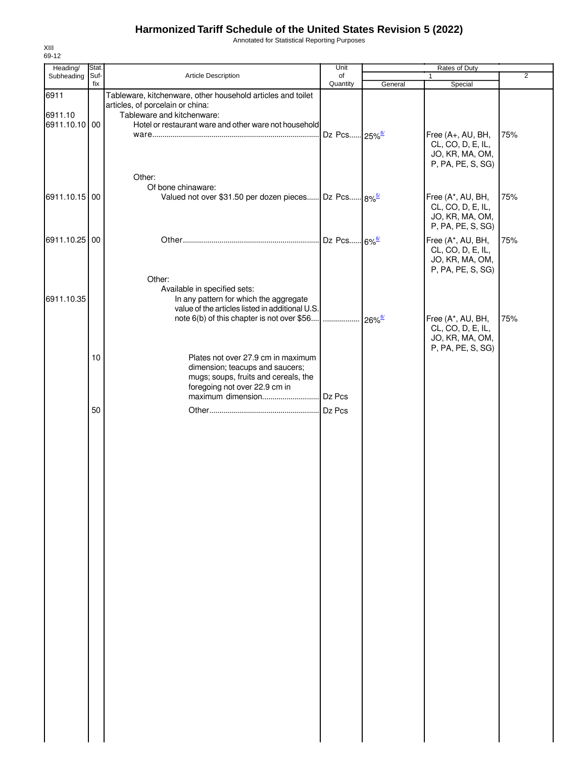# Harmonized Tariff Schedule of the United States Revision 5 (2022)

Annotated for Statistical Reporting Purposes

XIII
69-12

| Heading/ Subheading | Stat. Suf-fix | Article Description | Unit of Quantity | Rates of Duty 1 General | Rates of Duty 1 Special | Rates of Duty 2 |
|---|---|---|---|---|---|---|
| 6911 | | Tableware, kitchenware, other household articles and toilet articles, of porcelain or china: | | | | |
| 6911.10 | | Tableware and kitchenware: | | | | |
| 6911.10.10 | 00 | Hotel or restaurant ware and other ware not household ware | Dz Pcs | 25%[6/] | Free (A+, AU, BH, CL, CO, D, E, IL, JO, KR, MA, OM, P, PA, PE, S, SG) | 75% |
| | | Other: | | | | |
| | | Of bone chinaware: | | | | |
| 6911.10.15 | 00 | Valued not over $31.50 per dozen pieces | Dz Pcs | 8%[5/] | Free (A*, AU, BH, CL, CO, D, E, IL, JO, KR, MA, OM, P, PA, PE, S, SG) | 75% |
| 6911.10.25 | 00 | Other | Dz Pcs | 6%[6/] | Free (A*, AU, BH, CL, CO, D, E, IL, JO, KR, MA, OM, P, PA, PE, S, SG) | 75% |
| | | Other: | | | | |
| | | Available in specified sets: | | | | |
| 6911.10.35 | | In any pattern for which the aggregate value of the articles listed in additional U.S. note 6(b) of this chapter is not over $56 | | 26%[6/] | Free (A*, AU, BH, CL, CO, D, E, IL, JO, KR, MA, OM, P, PA, PE, S, SG) | 75% |
| | 10 | Plates not over 27.9 cm in maximum dimension; teacups and saucers; mugs; soups, fruits and cereals, the foregoing not over 22.9 cm in maximum dimension | Dz Pcs | | | |
| | 50 | Other | Dz Pcs | | | |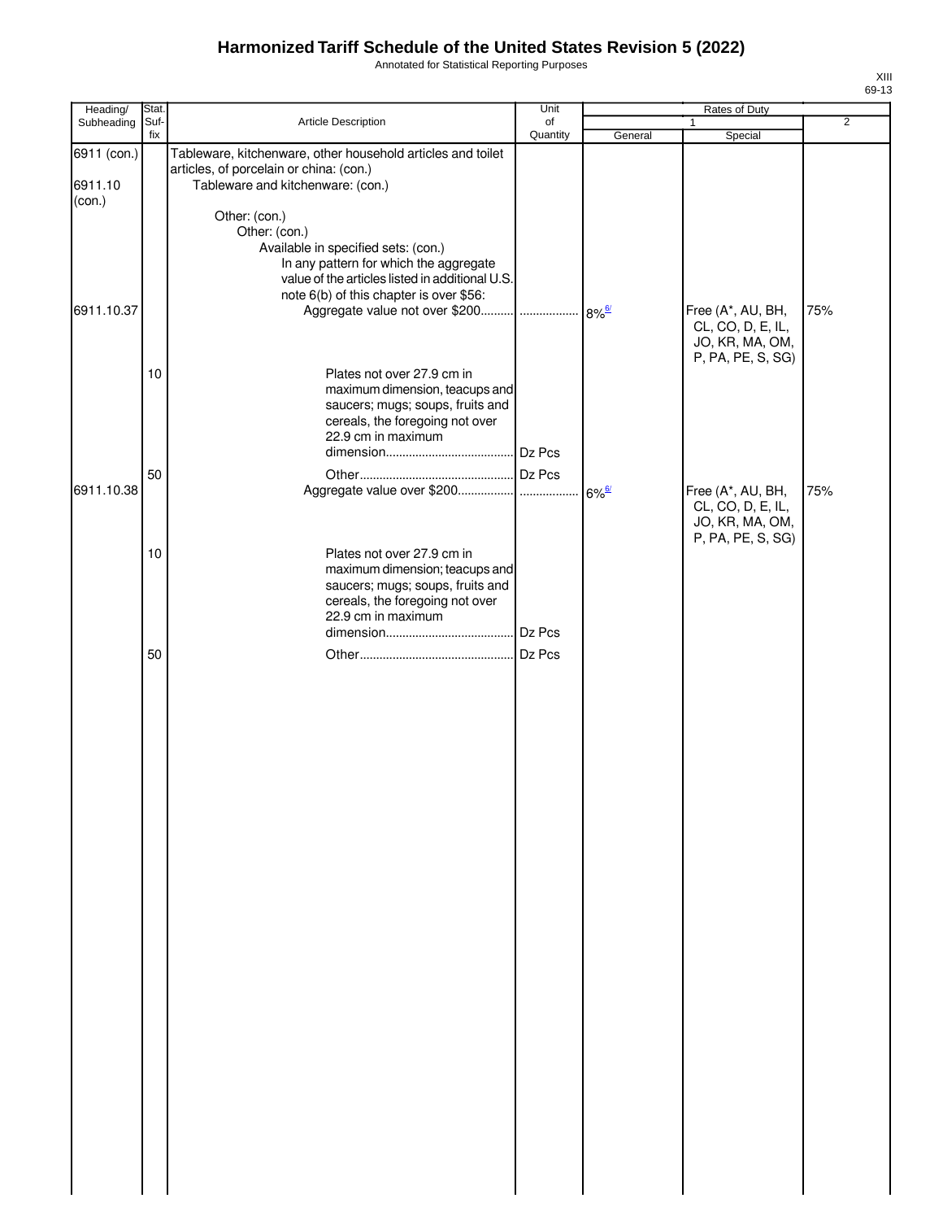# Harmonized Tariff Schedule of the United States Revision 5 (2022)

Annotated for Statistical Reporting Purposes

XIII
69-13

| Heading/ Subheading | Stat. Suf- fix | Article Description | Unit of Quantity | Rates of Duty 1 General | Special | 2 |
|---|---|---|---|---|---|---|
| 6911 (con.) | | Tableware, kitchenware, other household articles and toilet articles, of porcelain or china: (con.) | | | | |
| 6911.10 (con.) | | Tableware and kitchenware: (con.) | | | | |
| | | Other: (con.) | | | | |
| | | Other: (con.) | | | | |
| | | Available in specified sets: (con.) | | | | |
| | | In any pattern for which the aggregate value of the articles listed in additional U.S. note 6(b) of this chapter is over $56: | | | | |
| 6911.10.37 | | Aggregate value not over $200.......... | ................. | 8%[6/] | Free (A*, AU, BH, CL, CO, D, E, IL, JO, KR, MA, OM, P, PA, PE, S, SG) | 75% |
| | 10 | Plates not over 27.9 cm in maximum dimension, teacups and saucers; mugs; soups, fruits and cereals, the foregoing not over 22.9 cm in maximum dimension....................................... | Dz Pcs | | | |
| | 50 | Other............................................... | Dz Pcs | | | |
| 6911.10.38 | | Aggregate value over $200................ | ................. | 6%[6/] | Free (A*, AU, BH, CL, CO, D, E, IL, JO, KR, MA, OM, P, PA, PE, S, SG) | 75% |
| | 10 | Plates not over 27.9 cm in maximum dimension; teacups and saucers; mugs; soups, fruits and cereals, the foregoing not over 22.9 cm in maximum dimension....................................... | Dz Pcs | | | |
| | 50 | Other............................................... | Dz Pcs | | | |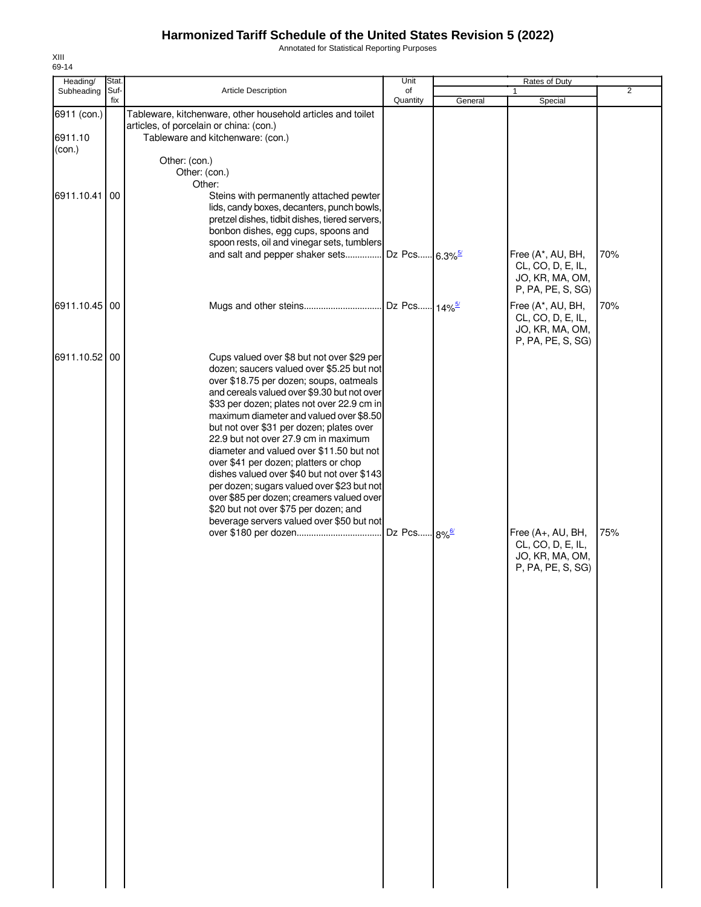# Harmonized Tariff Schedule of the United States Revision 5 (2022)

Annotated for Statistical Reporting Purposes

XIII
69-14

| Heading/ Subheading | Stat. Suf-fix | Article Description | Unit of Quantity | Rates of Duty 1 General | Rates of Duty 1 Special | Rates of Duty 2 |
|---|---|---|---|---|---|---|
| 6911 (con.) | | Tableware, kitchenware, other household articles and toilet articles, of porcelain or china: (con.) | | | | |
| 6911.10 (con.) | | Tableware and kitchenware: (con.) | | | | |
| | | Other: (con.) | | | | |
| | | Other: (con.) | | | | |
| | | Other: | | | | |
| 6911.10.41 | 00 | Steins with permanently attached pewter lids, candy boxes, decanters, punch bowls, pretzel dishes, tidbit dishes, tiered servers, bonbon dishes, egg cups, spoons and spoon rests, oil and vinegar sets, tumblers and salt and pepper shaker sets | Dz Pcs | 6.3%[5/] | Free (A*, AU, BH, CL, CO, D, E, IL, JO, KR, MA, OM, P, PA, PE, S, SG) | 70% |
| 6911.10.45 | 00 | Mugs and other steins | Dz Pcs | 14%[5/] | Free (A*, AU, BH, CL, CO, D, E, IL, JO, KR, MA, OM, P, PA, PE, S, SG) | 70% |
| 6911.10.52 | 00 | Cups valued over $8 but not over $29 per dozen; saucers valued over $5.25 but not over $18.75 per dozen; soups, oatmeals and cereals valued over $9.30 but not over $33 per dozen; plates not over 22.9 cm in maximum diameter and valued over $8.50 but not over $31 per dozen; plates over 22.9 but not over 27.9 cm in maximum diameter and valued over $11.50 but not over $41 per dozen; platters or chop dishes valued over $40 but not over $143 per dozen; sugars valued over $23 but not over $85 per dozen; creamers valued over $20 but not over $75 per dozen; and beverage servers valued over $50 but not over $180 per dozen | Dz Pcs | 8%[6/] | Free (A+, AU, BH, CL, CO, D, E, IL, JO, KR, MA, OM, P, PA, PE, S, SG) | 75% |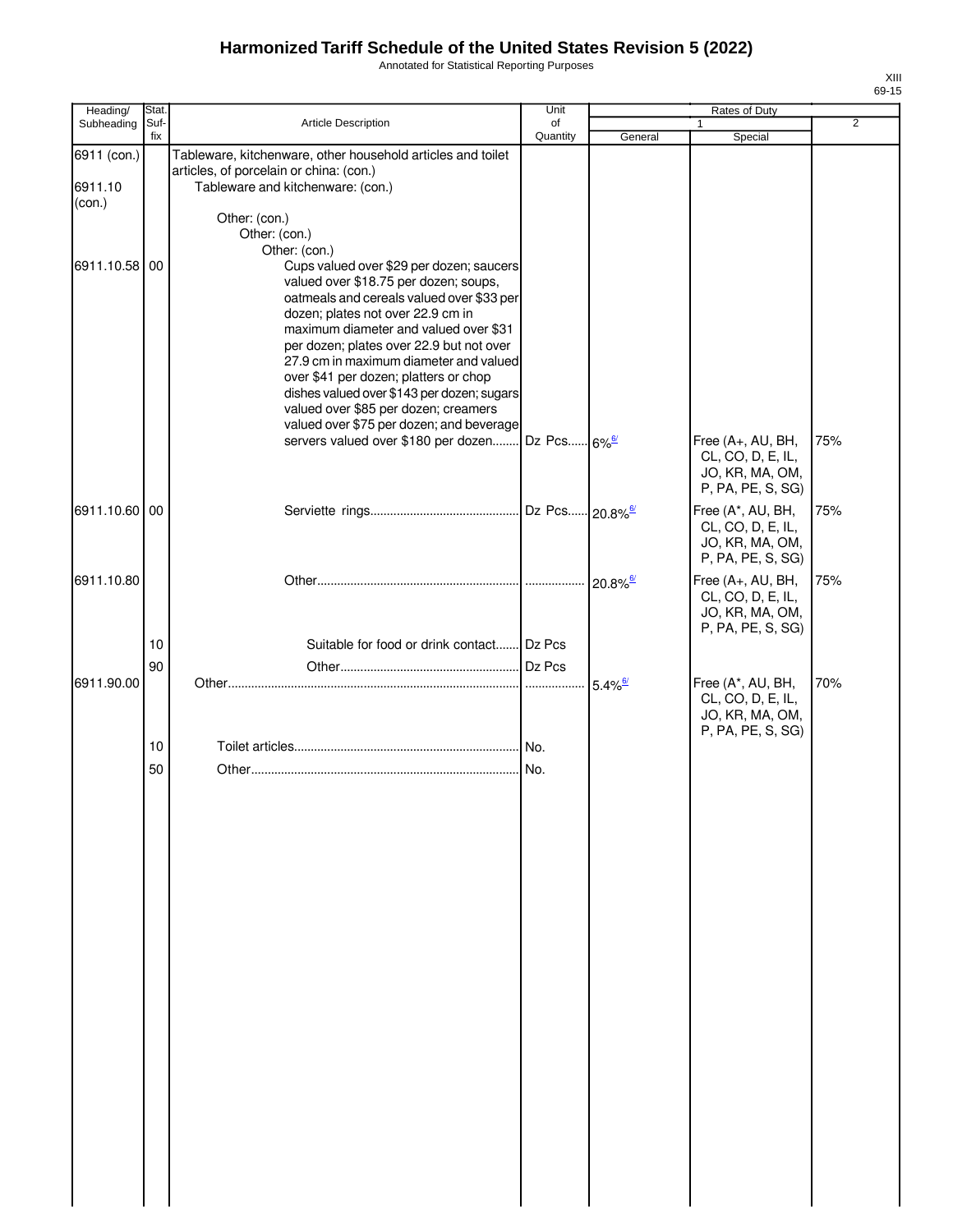# Harmonized Tariff Schedule of the United States Revision 5 (2022)

Annotated for Statistical Reporting Purposes

| Heading/ Subheading | Stat. Suf- fix | Article Description | Unit of Quantity | Rates of Duty 1 General | Rates of Duty 1 Special | Rates of Duty 2 |
|---|---|---|---|---|---|---|
| 6911 (con.) | | Tableware, kitchenware, other household articles and toilet articles, of porcelain or china: (con.) | | | | |
| 6911.10 (con.) | | Tableware and kitchenware: (con.) | | | | |
| | | Other: (con.) | | | | |
| | | Other: (con.) | | | | |
| | | Other: (con.) | | | | |
| 6911.10.58 | 00 | Cups valued over $29 per dozen; saucers valued over $18.75 per dozen; soups, oatmeals and cereals valued over $33 per dozen; plates not over 22.9 cm in maximum diameter and valued over $31 per dozen; plates over 22.9 but not over 27.9 cm in maximum diameter and valued over $41 per dozen; platters or chop dishes valued over $143 per dozen; sugars valued over $85 per dozen; creamers valued over $75 per dozen; and beverage servers valued over $180 per dozen | Dz Pcs | 6% [6/] | Free (A+, AU, BH, CL, CO, D, E, IL, JO, KR, MA, OM, P, PA, PE, S, SG) | 75% |
| 6911.10.60 | 00 | Serviette rings | Dz Pcs | 20.8% [6/] | Free (A*, AU, BH, CL, CO, D, E, IL, JO, KR, MA, OM, P, PA, PE, S, SG) | 75% |
| 6911.10.80 | | Other | | 20.8% [6/] | Free (A+, AU, BH, CL, CO, D, E, IL, JO, KR, MA, OM, P, PA, PE, S, SG) | 75% |
| | 10 | Suitable for food or drink contact | Dz Pcs | | | |
| | 90 | Other | Dz Pcs | | | |
| 6911.90.00 | | Other | | 5.4% [6/] | Free (A*, AU, BH, CL, CO, D, E, IL, JO, KR, MA, OM, P, PA, PE, S, SG) | 70% |
| | 10 | Toilet articles | No. | | | |
| | 50 | Other | No. | | | |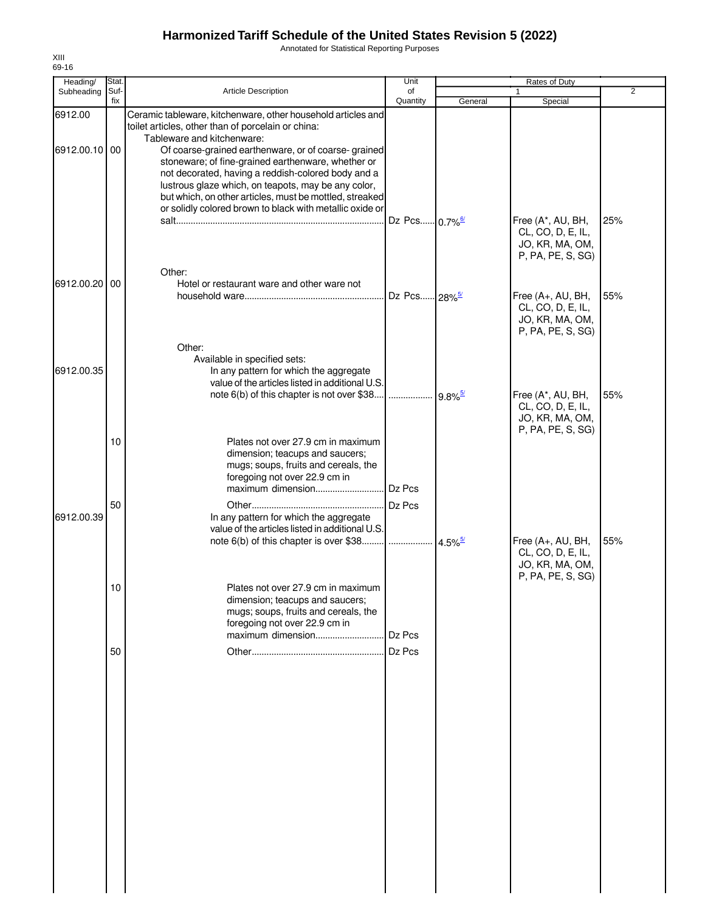# Harmonized Tariff Schedule of the United States Revision 5 (2022)

Annotated for Statistical Reporting Purposes

XIII
69-16

| Heading/ Subheading | Stat. Suf- fix | Article Description | Unit of Quantity | Rates of Duty 1 General | Special | 2 |
|---|---|---|---|---|---|---|
| 6912.00 | | Ceramic tableware, kitchenware, other household articles and toilet articles, other than of porcelain or china: | | | | |
| | | Tableware and kitchenware: | | | | |
| 6912.00.10 | 00 | Of coarse-grained earthenware, or of coarse- grained stoneware; of fine-grained earthenware, whether or not decorated, having a reddish-colored body and a lustrous glaze which, on teapots, may be any color, but which, on other articles, must be mottled, streaked or solidly colored brown to black with metallic oxide or salt | Dz Pcs | 0.7%[6/] | Free (A*, AU, BH, CL, CO, D, E, IL, JO, KR, MA, OM, P, PA, PE, S, SG) | 25% |
| | | Other: | | | | |
| 6912.00.20 | 00 | Hotel or restaurant ware and other ware not household ware | Dz Pcs | 28%[5/] | Free (A+, AU, BH, CL, CO, D, E, IL, JO, KR, MA, OM, P, PA, PE, S, SG) | 55% |
| | | Other: | | | | |
| | | Available in specified sets: | | | | |
| 6912.00.35 | | In any pattern for which the aggregate value of the articles listed in additional U.S. note 6(b) of this chapter is not over $38 | | 9.8%[5/] | Free (A*, AU, BH, CL, CO, D, E, IL, JO, KR, MA, OM, P, PA, PE, S, SG) | 55% |
| | 10 | Plates not over 27.9 cm in maximum dimension; teacups and saucers; mugs; soups, fruits and cereals, the foregoing not over 22.9 cm in maximum dimension | Dz Pcs | | | |
| | 50 | Other | Dz Pcs | | | |
| 6912.00.39 | | In any pattern for which the aggregate value of the articles listed in additional U.S. note 6(b) of this chapter is over $38 | | 4.5%[5/] | Free (A+, AU, BH, CL, CO, D, E, IL, JO, KR, MA, OM, P, PA, PE, S, SG) | 55% |
| | 10 | Plates not over 27.9 cm in maximum dimension; teacups and saucers; mugs; soups, fruits and cereals, the foregoing not over 22.9 cm in maximum dimension | Dz Pcs | | | |
| | 50 | Other | Dz Pcs | | | |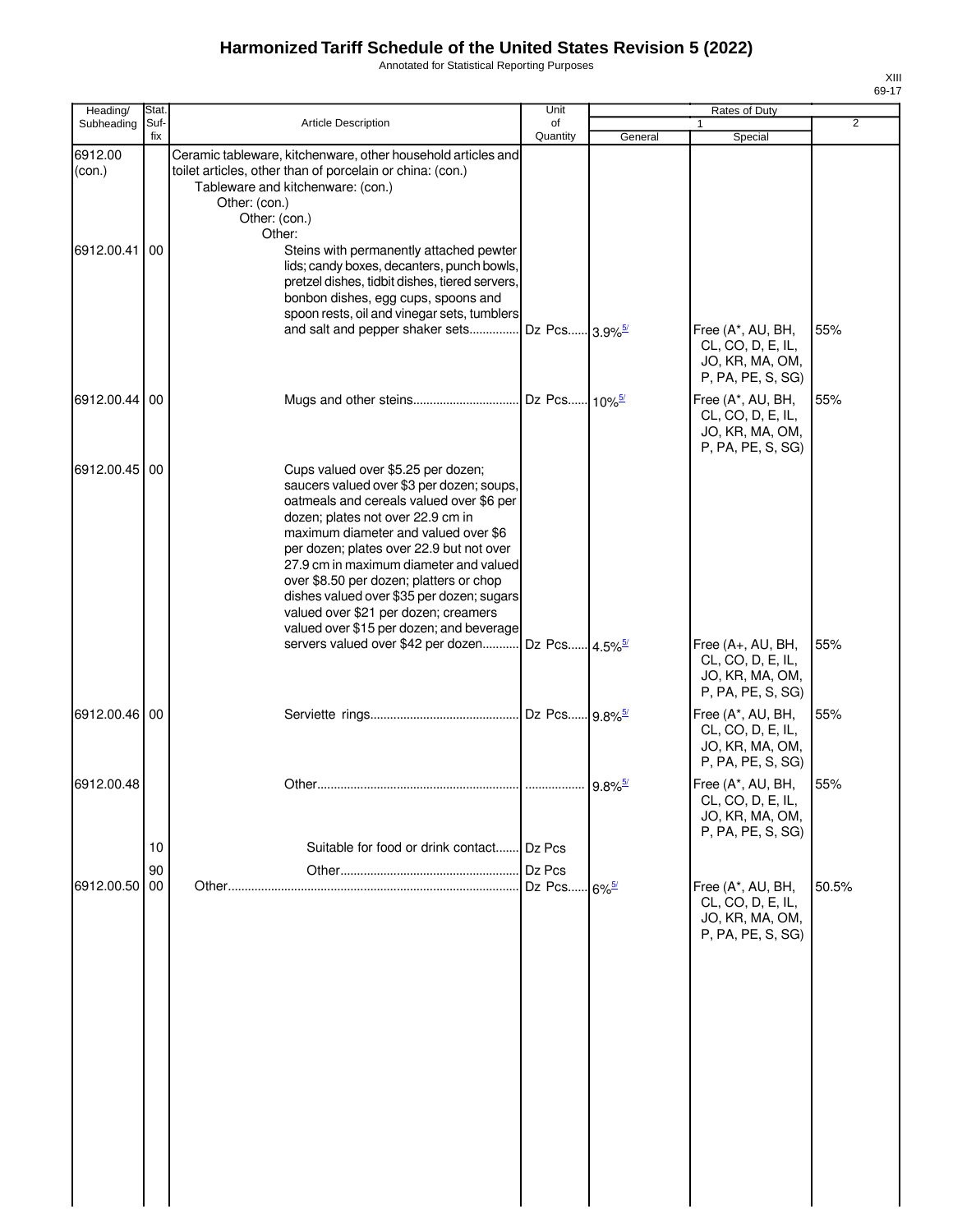# Harmonized Tariff Schedule of the United States Revision 5 (2022)

Annotated for Statistical Reporting Purposes

| Heading/ Subheading | Stat. Suf- fix | Article Description | Unit of Quantity | Rates of Duty 1 General | Rates of Duty 1 Special | Rates of Duty 2 |
|---|---|---|---|---|---|---|
| 6912.00 (con.) | | Ceramic tableware, kitchenware, other household articles and toilet articles, other than of porcelain or china: (con.) | | | | |
| | | Tableware and kitchenware: (con.) | | | | |
| | | Other: (con.) | | | | |
| | | Other: (con.) | | | | |
| | | Other: | | | | |
| 6912.00.41 | 00 | Steins with permanently attached pewter lids; candy boxes, decanters, punch bowls, pretzel dishes, tidbit dishes, tiered servers, bonbon dishes, egg cups, spoons and spoon rests, oil and vinegar sets, tumblers and salt and pepper shaker sets | Dz Pcs | 3.9%[5/] | Free (A*, AU, BH, CL, CO, D, E, IL, JO, KR, MA, OM, P, PA, PE, S, SG) | 55% |
| 6912.00.44 | 00 | Mugs and other steins | Dz Pcs | 10%[5/] | Free (A*, AU, BH, CL, CO, D, E, IL, JO, KR, MA, OM, P, PA, PE, S, SG) | 55% |
| 6912.00.45 | 00 | Cups valued over $5.25 per dozen; saucers valued over $3 per dozen; soups, oatmeals and cereals valued over $6 per dozen; plates not over 22.9 cm in maximum diameter and valued over $6 per dozen; plates over 22.9 but not over 27.9 cm in maximum diameter and valued over $8.50 per dozen; platters or chop dishes valued over $35 per dozen; sugars valued over $21 per dozen; creamers valued over $15 per dozen; and beverage servers valued over $42 per dozen | Dz Pcs | 4.5%[5/] | Free (A+, AU, BH, CL, CO, D, E, IL, JO, KR, MA, OM, P, PA, PE, S, SG) | 55% |
| 6912.00.46 | 00 | Serviette rings | Dz Pcs | 9.8%[5/] | Free (A*, AU, BH, CL, CO, D, E, IL, JO, KR, MA, OM, P, PA, PE, S, SG) | 55% |
| 6912.00.48 | | Other | | 9.8%[5/] | Free (A*, AU, BH, CL, CO, D, E, IL, JO, KR, MA, OM, P, PA, PE, S, SG) | 55% |
| | 10 | Suitable for food or drink contact | Dz Pcs | | | |
| | 90 | Other | Dz Pcs | | | |
| 6912.00.50 | 00 | Other | Dz Pcs | 6%[5/] | Free (A*, AU, BH, CL, CO, D, E, IL, JO, KR, MA, OM, P, PA, PE, S, SG) | 50.5% |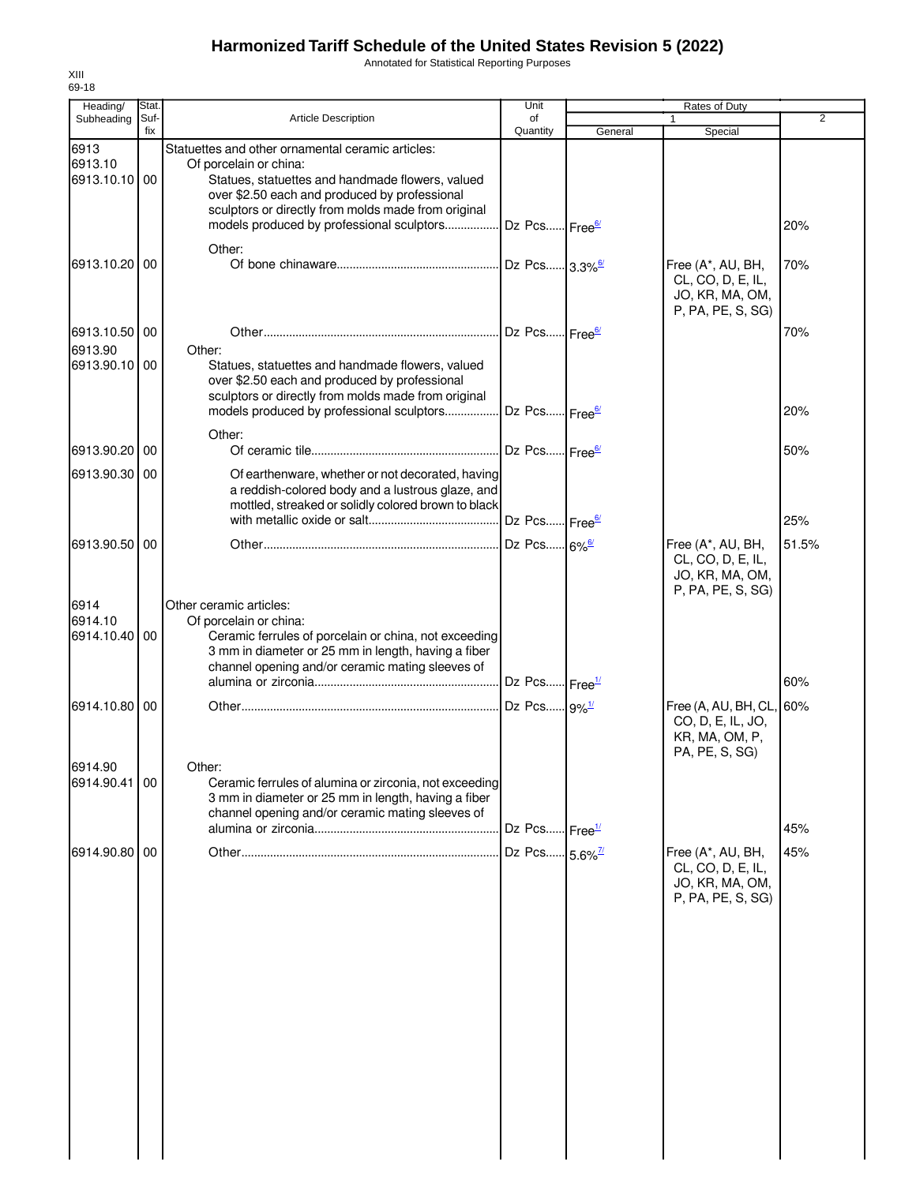# Harmonized Tariff Schedule of the United States Revision 5 (2022)

Annotated for Statistical Reporting Purposes

XIII
69-18

| Heading/ Subheading | Stat. Suf- fix | Article Description | Unit of Quantity | Rates of Duty 1 General | Special | 2 |
|---|---|---|---|---|---|---|
| 6913 | | Statuettes and other ornamental ceramic articles: | | | | |
| 6913.10 | | Of porcelain or china: | | | | |
| 6913.10.10 | 00 | Statues, statuettes and handmade flowers, valued over $2.50 each and produced by professional sculptors or directly from molds made from original models produced by professional sculptors | Dz Pcs | Free[6/] | | 20% |
| | | Other: | | | | |
| 6913.10.20 | 00 | Of bone chinaware | Dz Pcs | 3.3%[6/] | Free (A*, AU, BH, CL, CO, D, E, IL, JO, KR, MA, OM, P, PA, PE, S, SG) | 70% |
| 6913.10.50 | 00 | Other | Dz Pcs | Free[6/] | | 70% |
| 6913.90 | | Other: | | | | |
| 6913.90.10 | 00 | Statues, statuettes and handmade flowers, valued over $2.50 each and produced by professional sculptors or directly from molds made from original models produced by professional sculptors | Dz Pcs | Free[6/] | | 20% |
| | | Other: | | | | |
| 6913.90.20 | 00 | Of ceramic tile | Dz Pcs | Free[6/] | | 50% |
| 6913.90.30 | 00 | Of earthenware, whether or not decorated, having a reddish-colored body and a lustrous glaze, and mottled, streaked or solidly colored brown to black with metallic oxide or salt | Dz Pcs | Free[6/] | | 25% |
| 6913.90.50 | 00 | Other | Dz Pcs | 6%[6/] | Free (A*, AU, BH, CL, CO, D, E, IL, JO, KR, MA, OM, P, PA, PE, S, SG) | 51.5% |
| 6914 | | Other ceramic articles: | | | | |
| 6914.10 | | Of porcelain or china: | | | | |
| 6914.10.40 | 00 | Ceramic ferrules of porcelain or china, not exceeding 3 mm in diameter or 25 mm in length, having a fiber channel opening and/or ceramic mating sleeves of alumina or zirconia | Dz Pcs | Free[1/] | | 60% |
| 6914.10.80 | 00 | Other | Dz Pcs | 9%[1/] | Free (A, AU, BH, CL, CO, D, E, IL, JO, KR, MA, OM, P, PA, PE, S, SG) | 60% |
| 6914.90 | | Other: | | | | |
| 6914.90.41 | 00 | Ceramic ferrules of alumina or zirconia, not exceeding 3 mm in diameter or 25 mm in length, having a fiber channel opening and/or ceramic mating sleeves of alumina or zirconia | Dz Pcs | Free[1/] | | 45% |
| 6914.90.80 | 00 | Other | Dz Pcs | 5.6%[7/] | Free (A*, AU, BH, CL, CO, D, E, IL, JO, KR, MA, OM, P, PA, PE, S, SG) | 45% |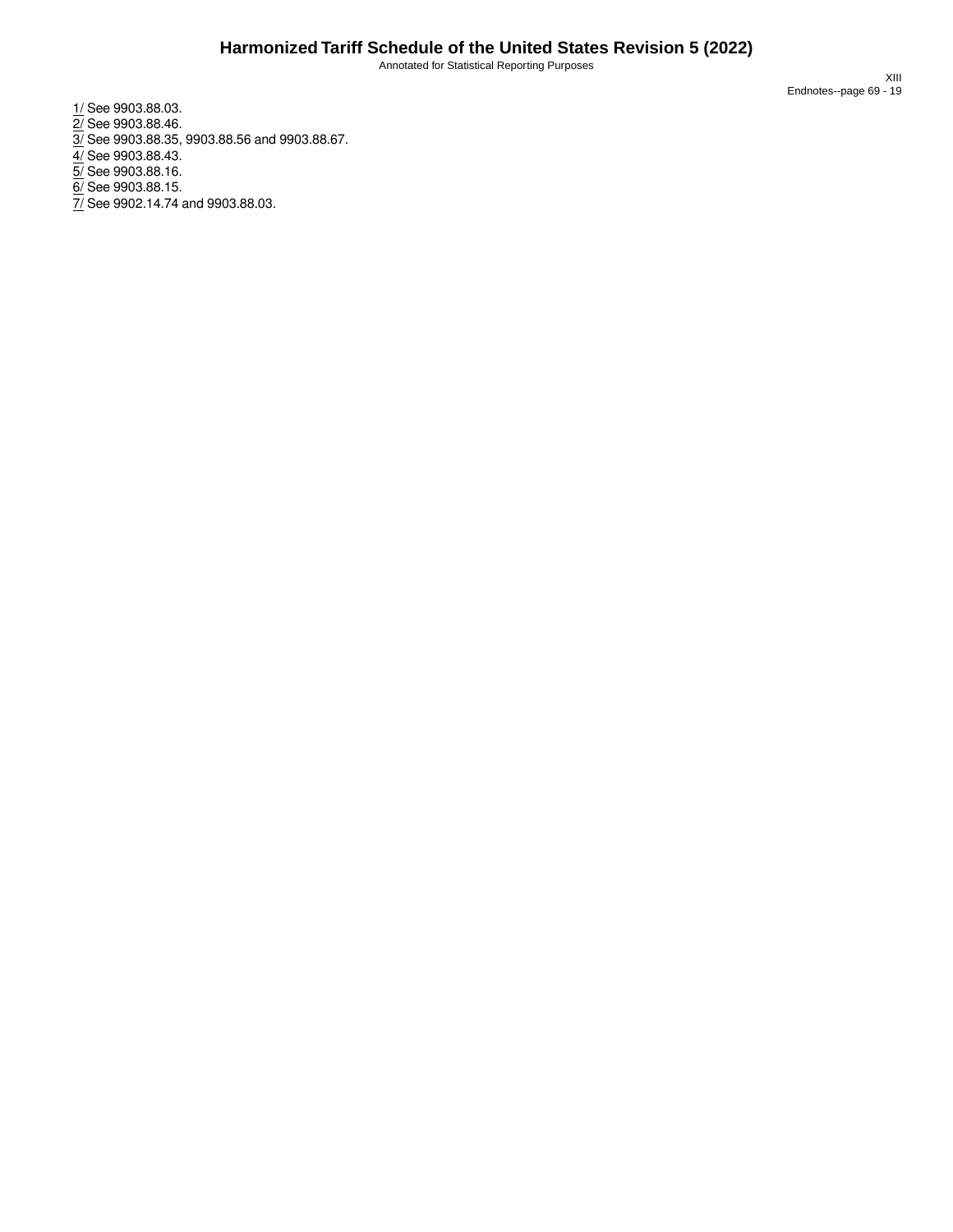1/ See 9903.88.03.
2/ See 9903.88.46.
3/ See 9903.88.35, 9903.88.56 and 9903.88.67.
4/ See 9903.88.43.
5/ See 9903.88.16.
6/ See 9903.88.15.
7/ See 9902.14.74 and 9903.88.03.